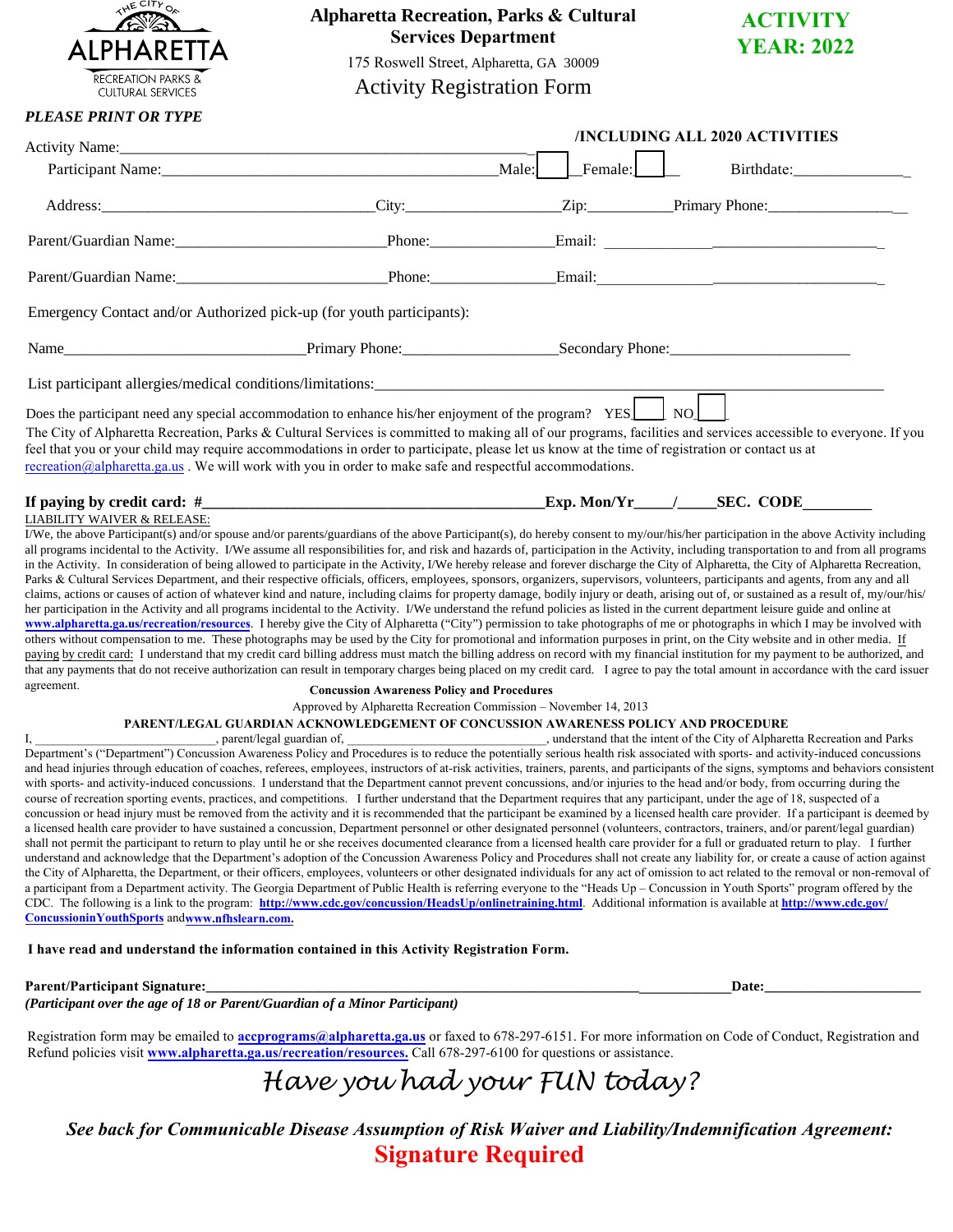THE CITY OF ALPHARETTA
RECREATION PARKS & CULTURAL SERVICES

# Alpharetta Recreation, Parks & Cultural Services Department

175 Roswell Street, Alpharetta, GA 30009

## Activity Registration Form

**ACTIVITY YEAR: 2022**

***PLEASE PRINT OR TYPE***

**/INCLUDING ALL 2020 ACTIVITIES**

Activity Name:_______________________________________________________

Participant Name:_____________________________________________Male:☐ Female:☐ Birthdate:_______________

Address:___________________________________City:____________________Zip:___________Primary Phone:__________________

Parent/Guardian Name:__________________________Phone:________________Email: ___________________________________

Parent/Guardian Name:__________________________Phone:________________Email:___________________________________

Emergency Contact and/or Authorized pick-up (for youth participants):

Name_______________________________Primary Phone:____________________Secondary Phone:_______________________

List participant allergies/medical conditions/limitations:_________________________________________________________________

Does the participant need any special accommodation to enhance his/her enjoyment of the program? YES☐ NO☐

The City of Alpharetta Recreation, Parks & Cultural Services is committed to making all of our programs, facilities and services accessible to everyone. If you feel that you or your child may require accommodations in order to participate, please let us know at the time of registration or contact us at recreation@alpharetta.ga.us . We will work with you in order to make safe and respectful accommodations.

**If paying by credit card: #_____________________________________________Exp. Mon/Yr_____/_____SEC. CODE_________**

LIABILITY WAIVER & RELEASE:

I/We, the above Participant(s) and/or spouse and/or parents/guardians of the above Participant(s), do hereby consent to my/our/his/her participation in the above Activity including all programs incidental to the Activity. I/We assume all responsibilities for, and risk and hazards of, participation in the Activity, including transportation to and from all programs in the Activity. In consideration of being allowed to participate in the Activity, I/We hereby release and forever discharge the City of Alpharetta, the City of Alpharetta Recreation, Parks & Cultural Services Department, and their respective officials, officers, employees, sponsors, organizers, supervisors, volunteers, participants and agents, from any and all claims, actions or causes of action of whatever kind and nature, including claims for property damage, bodily injury or death, arising out of, or sustained as a result of, my/our/his/her participation in the Activity and all programs incidental to the Activity. I/We understand the refund policies as listed in the current department leisure guide and online at **www.alpharetta.ga.us/recreation/resources**. I hereby give the City of Alpharetta ("City") permission to take photographs of me or photographs in which I may be involved with others without compensation to me. These photographs may be used by the City for promotional and information purposes in print, on the City website and in other media. If paying by credit card: I understand that my credit card billing address must match the billing address on record with my financial institution for my payment to be authorized, and that any payments that do not receive authorization can result in temporary charges being placed on my credit card. I agree to pay the total amount in accordance with the card issuer agreement.

**Concussion Awareness Policy and Procedures**

Approved by Alpharetta Recreation Commission – November 14, 2013

**PARENT/LEGAL GUARDIAN ACKNOWLEDGEMENT OF CONCUSSION AWARENESS POLICY AND PROCEDURE**

I, ____________________________, parent/legal guardian of, _______________________________, understand that the intent of the City of Alpharetta Recreation and Parks Department's ("Department") Concussion Awareness Policy and Procedures is to reduce the potentially serious health risk associated with sports- and activity-induced concussions and head injuries through education of coaches, referees, employees, instructors of at-risk activities, trainers, parents, and participants of the signs, symptoms and behaviors consistent with sports- and activity-induced concussions. I understand that the Department cannot prevent concussions, and/or injuries to the head and/or body, from occurring during the course of recreation sporting events, practices, and competitions. I further understand that the Department requires that any participant, under the age of 18, suspected of a concussion or head injury must be removed from the activity and it is recommended that the participant be examined by a licensed health care provider. If a participant is deemed by a licensed health care provider to have sustained a concussion, Department personnel or other designated personnel (volunteers, contractors, trainers, and/or parent/legal guardian) shall not permit the participant to return to play until he or she receives documented clearance from a licensed health care provider for a full or graduated return to play. I further understand and acknowledge that the Department's adoption of the Concussion Awareness Policy and Procedures shall not create any liability for, or create a cause of action against the City of Alpharetta, the Department, or their officers, employees, volunteers or other designated individuals for any act of omission to act related to the removal or non-removal of a participant from a Department activity. The Georgia Department of Public Health is referring everyone to the "Heads Up – Concussion in Youth Sports" program offered by the CDC. The following is a link to the program: **http://www.cdc.gov/concussion/HeadsUp/onlinetraining.html**. Additional information is available at **http://www.cdc.gov/ConcussioninYouthSports** and **www.nfhslearn.com.**

**I have read and understand the information contained in this Activity Registration Form.**

**Parent/Participant Signature:_________________________________________________________________Date:______________________**

***(Participant over the age of 18 or Parent/Guardian of a Minor Participant)***

Registration form may be emailed to **accprograms@alpharetta.ga.us** or faxed to 678-297-6151. For more information on Code of Conduct, Registration and Refund policies visit **www.alpharetta.ga.us/recreation/resources.** Call 678-297-6100 for questions or assistance.

*Have you had your FUN today?*

***See back for Communicable Disease Assumption of Risk Waiver and Liability/Indemnification Agreement:***

**Signature Required**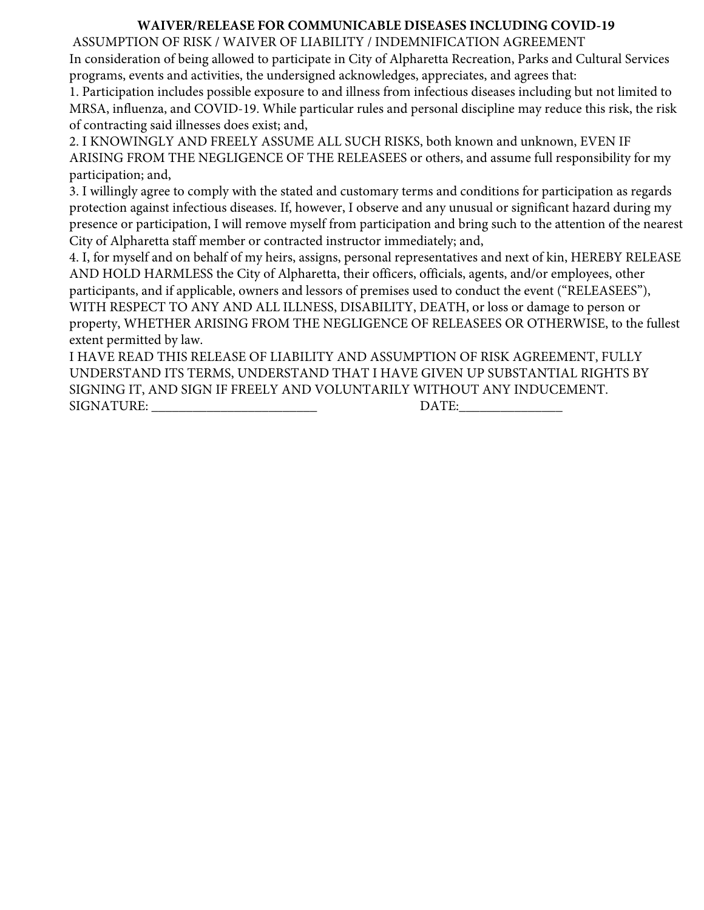# WAIVER/RELEASE FOR COMMUNICABLE DISEASES INCLUDING COVID-19

ASSUMPTION OF RISK / WAIVER OF LIABILITY / INDEMNIFICATION AGREEMENT

In consideration of being allowed to participate in City of Alpharetta Recreation, Parks and Cultural Services programs, events and activities, the undersigned acknowledges, appreciates, and agrees that:

1. Participation includes possible exposure to and illness from infectious diseases including but not limited to MRSA, influenza, and COVID-19. While particular rules and personal discipline may reduce this risk, the risk of contracting said illnesses does exist; and,
2. I KNOWINGLY AND FREELY ASSUME ALL SUCH RISKS, both known and unknown, EVEN IF ARISING FROM THE NEGLIGENCE OF THE RELEASEES or others, and assume full responsibility for my participation; and,
3. I willingly agree to comply with the stated and customary terms and conditions for participation as regards protection against infectious diseases. If, however, I observe and any unusual or significant hazard during my presence or participation, I will remove myself from participation and bring such to the attention of the nearest City of Alpharetta staff member or contracted instructor immediately; and,
4. I, for myself and on behalf of my heirs, assigns, personal representatives and next of kin, HEREBY RELEASE AND HOLD HARMLESS the City of Alpharetta, their officers, officials, agents, and/or employees, other participants, and if applicable, owners and lessors of premises used to conduct the event ("RELEASEES"), WITH RESPECT TO ANY AND ALL ILLNESS, DISABILITY, DEATH, or loss or damage to person or property, WHETHER ARISING FROM THE NEGLIGENCE OF RELEASEES OR OTHERWISE, to the fullest extent permitted by law.

I HAVE READ THIS RELEASE OF LIABILITY AND ASSUMPTION OF RISK AGREEMENT, FULLY UNDERSTAND ITS TERMS, UNDERSTAND THAT I HAVE GIVEN UP SUBSTANTIAL RIGHTS BY SIGNING IT, AND SIGN IF FREELY AND VOLUNTARILY WITHOUT ANY INDUCEMENT.

SIGNATURE: ________________________ DATE:_______________